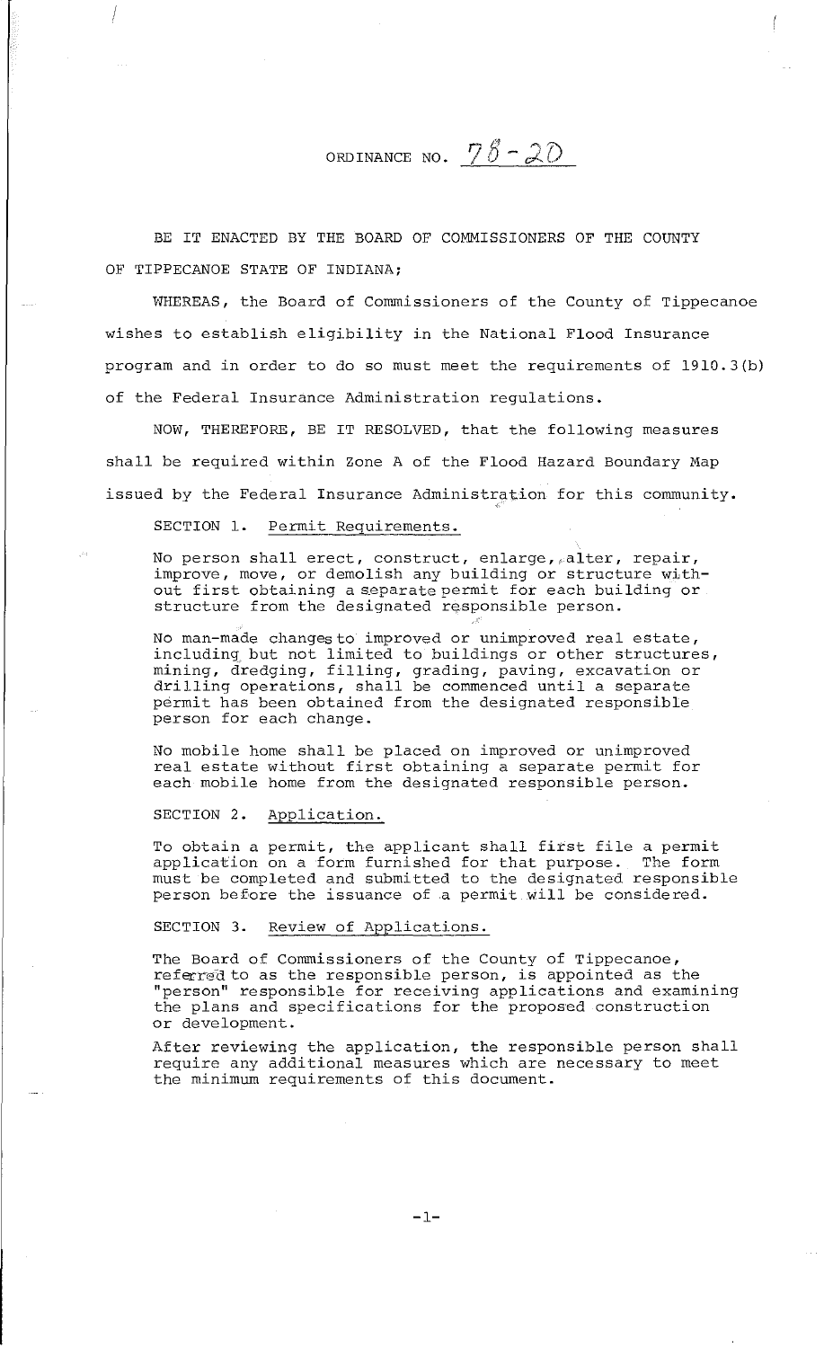# ORDINANCE NO. 78-20

BE IT ENACTED BY THE BOARD OF COMMISSIONERS OF THE COUNTY OF TIPPECANOE STATE OF INDIANA;

WHEREAS, the Board of Commissioners of the County of Tippecanoe wishes to establish eligibility in the National Flood Insurance program and in order to do so must meet the requirements of 1910.3(b) of the Federal Insurance Administration regulations.

NOW, THEREFORE, BE IT RESOLVED, that the following measures shall be required within Zone A of the Flood Hazard Boundary Map issued by the Federal Insurance Administration for this community.

SECTION 1. Permit Requirements.

No person shall erect, construct, enlarge, alter, repair, improve, move, or demolish any building or structure without first obtaining a separate permit for each building or structure from the designated responsible person.

No man-made changes to improved or unimproved real estate, including but not limited to buildings or other structures, mining, dredging, filling, grading, paving, excavation or drilling operations, shall be commenced until a separate permit has been obtained from the designated responsible person for each change.

No mobile home shall be placed on improved or unimproved real estate without first obtaining a separate permit for each mobile home from the designated responsible person.

SECTION 2. Application.

To obtain a permit, the applicant shall first file a permit application on a form furnished for that purpose. The form must be completed and submitted to the designated responsible person before the issuance of a permit will be considered.

SECTION 3. Review of Applications.

The Board of Commissioners of the County of Tippecanoe, referred to as the responsible person, is appointed as the "person" responsible for receiving applications and examining the plans and specifications for the proposed construction or development.

After reviewing the application, the responsible person shall require any additional measures which are necessary to meet the minimum requirements of this document.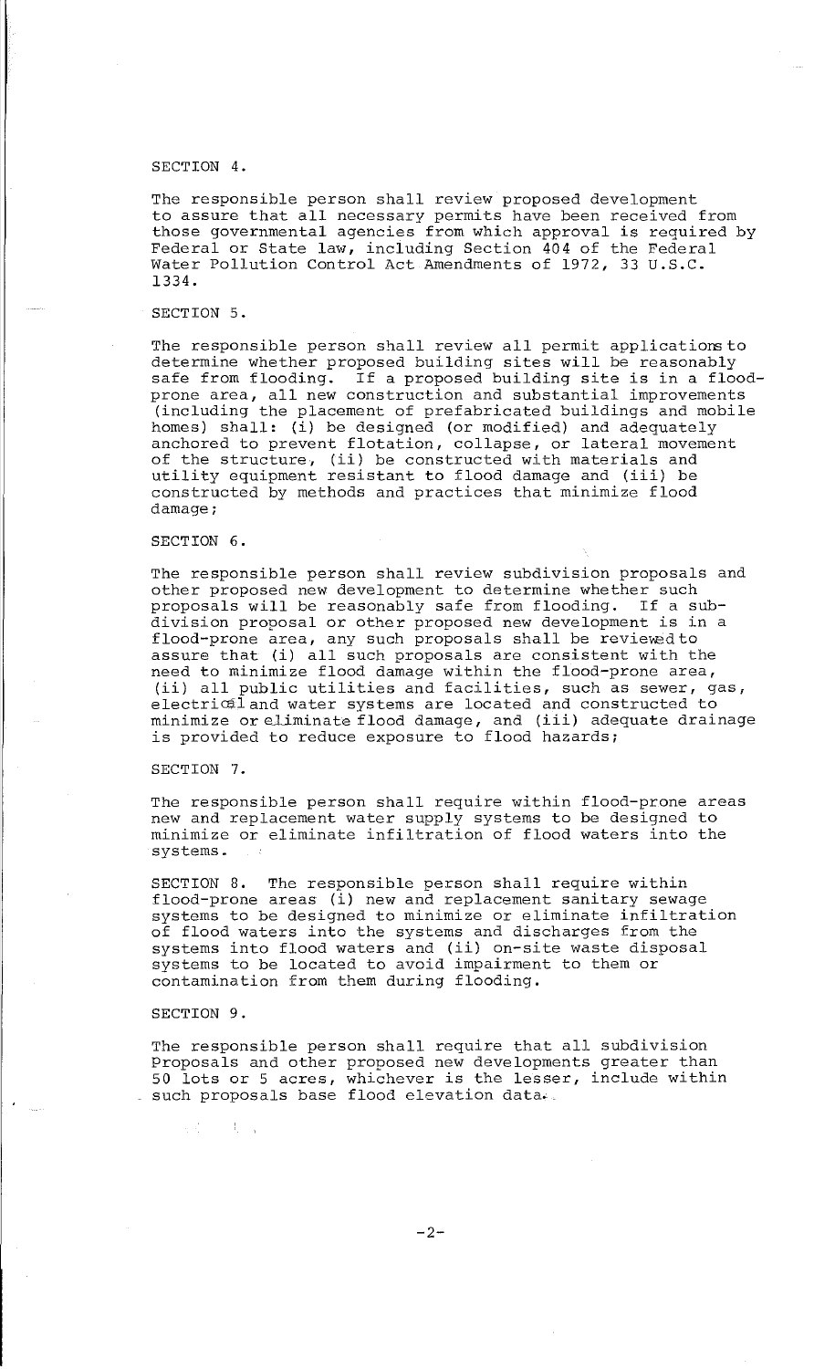SECTION 4.

The responsible person shall review proposed development to assure that all necessary permits have been received from those governmental agencies from which approval is required by Federal or State law, including Section 404 of the Federal Water Pollution Control Act Amendments of 1972, 33 U.S.C. 1334.

SECTION 5.

The responsible person shall review all permit applications to determine whether proposed building sites will be reasonably safe from flooding. If a proposed building site is in a flood-prone area, all new construction and substantial improvements (including the placement of prefabricated buildings and mobile homes) shall: (i) be designed (or modified) and adequately anchored to prevent flotation, collapse, or lateral movement of the structure, (ii) be constructed with materials and utility equipment resistant to flood damage and (iii) be constructed by methods and practices that minimize flood damage;

SECTION 6.

The responsible person shall review subdivision proposals and other proposed new development to determine whether such proposals will be reasonably safe from flooding. If a subdivision proposal or other proposed new development is in a flood-prone area, any such proposals shall be reviewed to assure that (i) all such proposals are consistent with the need to minimize flood damage within the flood-prone area, (ii) all public utilities and facilities, such as sewer, gas, electrical and water systems are located and constructed to minimize or eliminate flood damage, and (iii) adequate drainage is provided to reduce exposure to flood hazards;

SECTION 7.

The responsible person shall require within flood-prone areas new and replacement water supply systems to be designed to minimize or eliminate infiltration of flood waters into the systems.

SECTION 8. The responsible person shall require within flood-prone areas (i) new and replacement sanitary sewage systems to be designed to minimize or eliminate infiltration of flood waters into the systems and discharges from the systems into flood waters and (ii) on-site waste disposal systems to be located to avoid impairment to them or contamination from them during flooding.

SECTION 9.

The responsible person shall require that all subdivision Proposals and other proposed new developments greater than 50 lots or 5 acres, whichever is the lesser, include within such proposals base flood elevation data.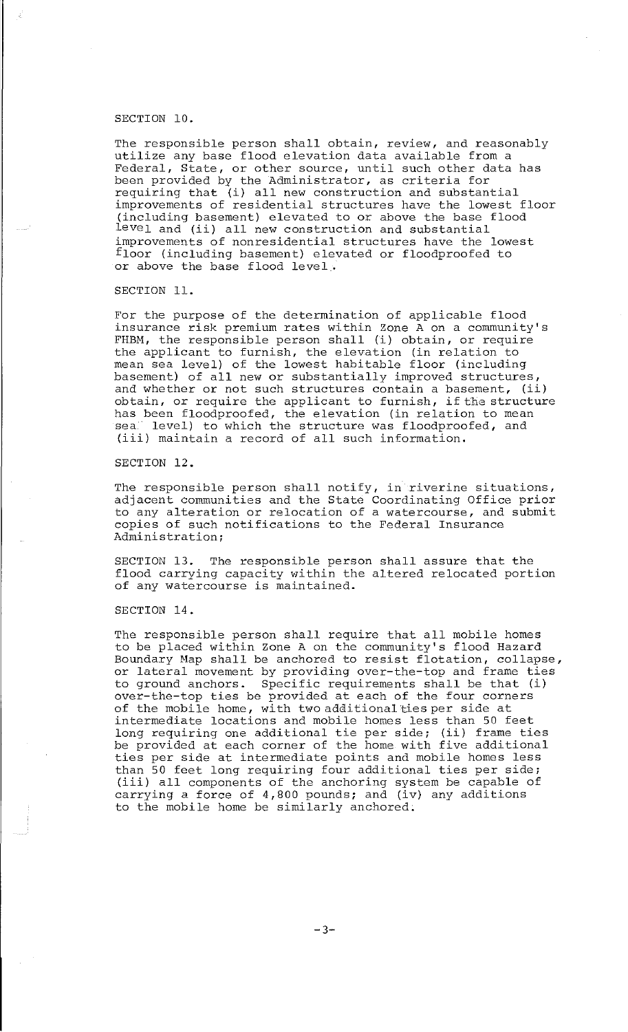SECTION 10.

The responsible person shall obtain, review, and reasonably utilize any base flood elevation data available from a Federal, State, or other source, until such other data has been provided by the Administrator, as criteria for requiring that (i) all new construction and substantial improvements of residential structures have the lowest floor (including basement) elevated to or above the base flood level and (ii) all new construction and substantial improvements of nonresidential structures have the lowest floor (including basement) elevated or floodproofed to or above the base flood level.

SECTION 11.

For the purpose of the determination of applicable flood insurance risk premium rates within Zone A on a community's FHBM, the responsible person shall (i) obtain, or require the applicant to furnish, the elevation (in relation to mean sea level) of the lowest habitable floor (including basement) of all new or substantially improved structures, and whether or not such structures contain a basement, (ii) obtain, or require the applicant to furnish, if the structure has been floodproofed, the elevation (in relation to mean sea level) to which the structure was floodproofed, and (iii) maintain a record of all such information.

SECTION 12.

The responsible person shall notify, in riverine situations, adjacent communities and the State Coordinating Office prior to any alteration or relocation of a watercourse, and submit copies of such notifications to the Federal Insurance Administration;

SECTION 13. The responsible person shall assure that the flood carrying capacity within the altered relocated portion of any watercourse is maintained.

SECTION 14.

The responsible person shall require that all mobile homes to be placed within Zone A on the community's flood Hazard Boundary Map shall be anchored to resist flotation, collapse, or lateral movement by providing over-the-top and frame ties to ground anchors. Specific requirements shall be that (i) over-the-top ties be provided at each of the four corners of the mobile home, with two additional ties per side at intermediate locations and mobile homes less than 50 feet long requiring one additional tie per side; (ii) frame ties be provided at each corner of the home with five additional ties per side at intermediate points and mobile homes less than 50 feet long requiring four additional ties per side; (iii) all components of the anchoring system be capable of carrying a force of 4,800 pounds; and (iv) any additions to the mobile home be similarly anchored.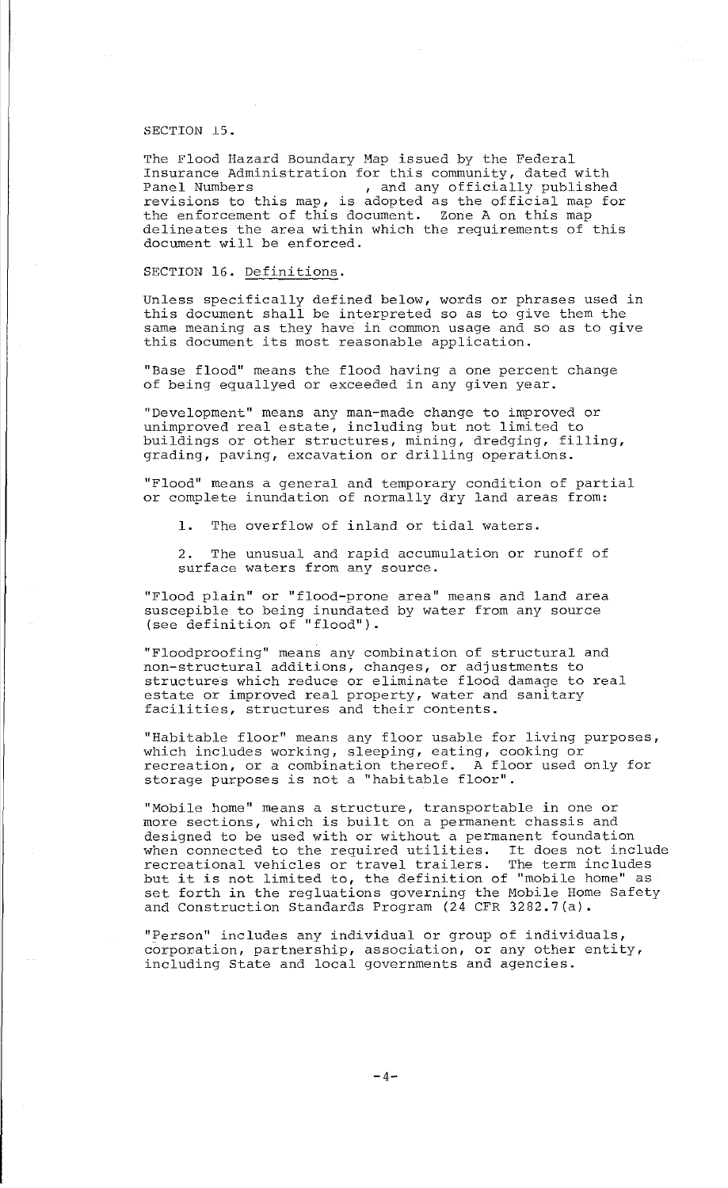SECTION 15.

The Flood Hazard Boundary Map issued by the Federal Insurance Administration for this community, dated with Panel Numbers , and any officially published revisions to this map, is adopted as the official map for the enforcement of this document. Zone A on this map delineates the area within which the requirements of this document will be enforced.

SECTION 16. Definitions.

Unless specifically defined below, words or phrases used in this document shall be interpreted so as to give them the same meaning as they have in common usage and so as to give this document its most reasonable application.

"Base flood" means the flood having a one percent change of being equallyed or exceeded in any given year.

"Development" means any man-made change to improved or unimproved real estate, including but not limited to buildings or other structures, mining, dredging, filling, grading, paving, excavation or drilling operations.

"Flood" means a general and temporary condition of partial or complete inundation of normally dry land areas from:

1. The overflow of inland or tidal waters.

2. The unusual and rapid accumulation or runoff of surface waters from any source.

"Flood plain" or "flood-prone area" means and land area suscepible to being inundated by water from any source (see definition of "flood").

"Floodproofing" means any combination of structural and non-structural additions, changes, or adjustments to structures which reduce or eliminate flood damage to real estate or improved real property, water and sanitary facilities, structures and their contents.

"Habitable floor" means any floor usable for living purposes, which includes working, sleeping, eating, cooking or recreation, or a combination thereof. A floor used only for storage purposes is not a "habitable floor".

"Mobile home" means a structure, transportable in one or more sections, which is built on a permanent chassis and designed to be used with or without a permanent foundation when connected to the required utilities. It does not include recreational vehicles or travel trailers. The term includes but it is not limited to, the definition of "mobile home" as set forth in the regluations governing the Mobile Home Safety and Construction Standards Program (24 CFR 3282.7(a).

"Person" includes any individual or group of individuals, corporation, partnership, association, or any other entity, including State and local governments and agencies.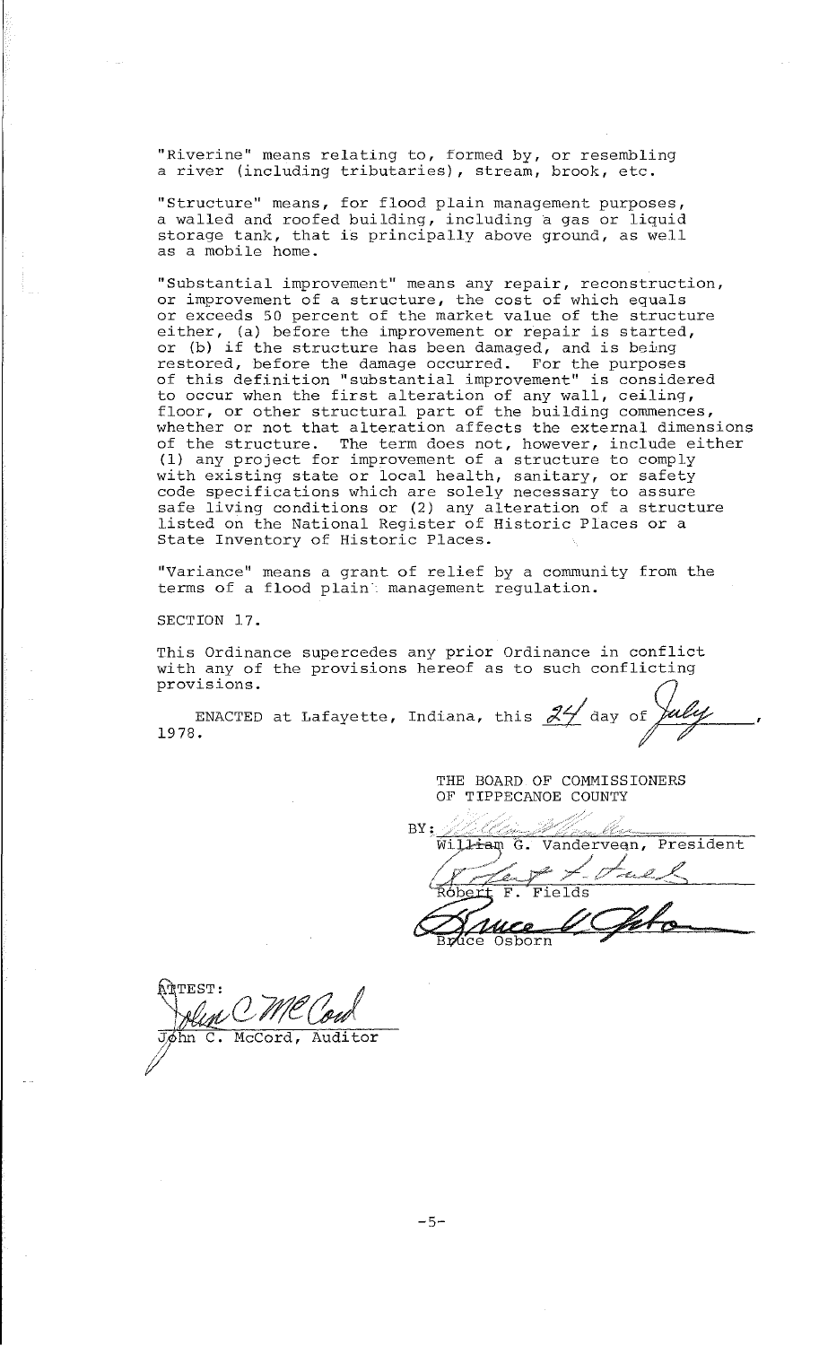"Riverine" means relating to, formed by, or resembling a river (including tributaries), stream, brook, etc.

"Structure" means, for flood plain management purposes, a walled and roofed building, including a gas or liquid storage tank, that is principally above ground, as well as a mobile home.

"Substantial improvement" means any repair, reconstruction, or improvement of a structure, the cost of which equals or exceeds 50 percent of the market value of the structure either, (a) before the improvement or repair is started, or (b) if the structure has been damaged, and is being restored, before the damage occurred. For the purposes of this definition "substantial improvement" is considered to occur when the first alteration of any wall, ceiling, floor, or other structural part of the building commences, whether or not that alteration affects the external dimensions of the structure. The term does not, however, include either (1) any project for improvement of a structure to comply with existing state or local health, sanitary, or safety code specifications which are solely necessary to assure safe living conditions or (2) any alteration of a structure listed on the National Register of Historic Places or a State Inventory of Historic Places.

"Variance" means a grant of relief by a community from the terms of a flood plain management regulation.

SECTION 17.

This Ordinance supercedes any prior Ordinance in conflict with any of the provisions hereof as to such conflicting provisions.

ENACTED at Lafayette, Indiana, this 24 day of July, 1978.

THE BOARD OF COMMISSIONERS
OF TIPPECANOE COUNTY

BY: ______________________
William G. Vanderveen, President

______________________
Robert F. Fields

______________________
Bruce Osborn

ATTEST:

______________________
John C. McCord, Auditor